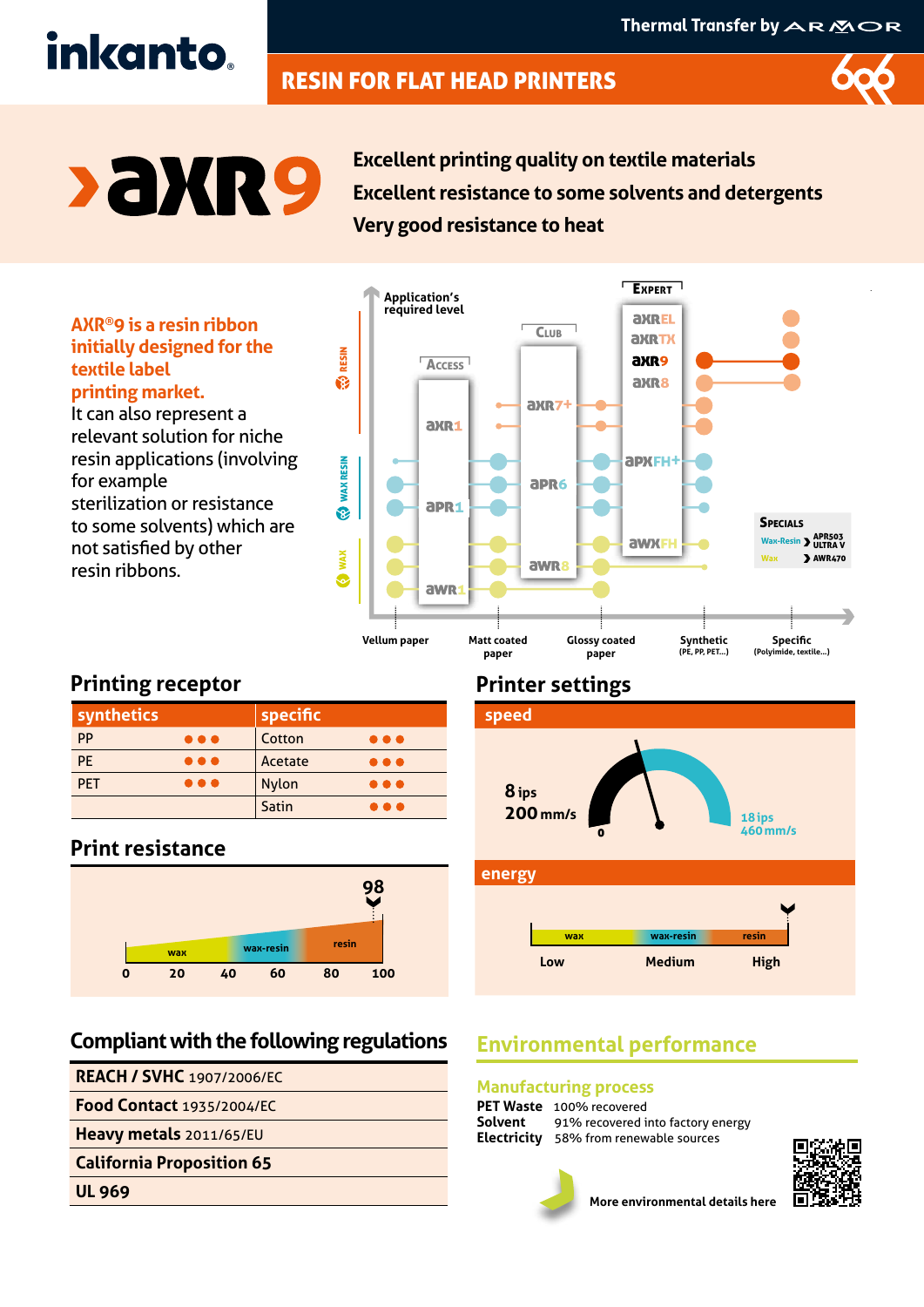inkanto®

Thermal Transfer by ARMOR

# RESIN FOR FLAT HEAD PRINTERS

# AXR9

**Excellent printing quality on textile materials**
**Excellent resistance to some solvents and detergents**
**Very good resistance to heat**

**AXR®9 is a resin ribbon initially designed for the textile label printing market.**
It can also represent a relevant solution for niche resin applications (involving for example sterilization or resistance to some solvents) which are not satisfied by other resin ribbons.

Application's required level

Access: AXR1, APR1, AWR1
Club: AXR7+, APR6, AWR8
Expert: AXR EL, AXR TX, AXR9, AXR8, APX FH+, AWX FH

Specials: Wax-Resin › APR503 ULTRA V; Wax › AWR470

RESIN / WAX RESIN / WAX

Vellum paper | Matt coated paper | Glossy coated paper | Synthetic (PE, PP, PET...) | Specific (Polyimide, textile...)

## Printing receptor

| synthetics | | specific | |
|---|---|---|---|
| PP | ●●● | Cotton | ●●● |
| PE | ●●● | Acetate | ●●● |
| PET | ●●● | Nylon | ●●● |
| | | Satin | ●●● |

## Print resistance

98

wax — wax-resin — resin

0 20 40 60 80 100

## Printer settings

### speed

8 ips
200 mm/s

0

18 ips
460 mm/s

### energy

wax — wax-resin — resin

Low — Medium — High

## Compliant with the following regulations

| |
|---|
| **REACH / SVHC** 1907/2006/EC |
| **Food Contact** 1935/2004/EC |
| **Heavy metals** 2011/65/EU |
| **California Proposition 65** |
| **UL 969** |

## Environmental performance

### Manufacturing process

**PET Waste** 100% recovered
**Solvent** 91% recovered into factory energy
**Electricity** 58% from renewable sources

More environmental details here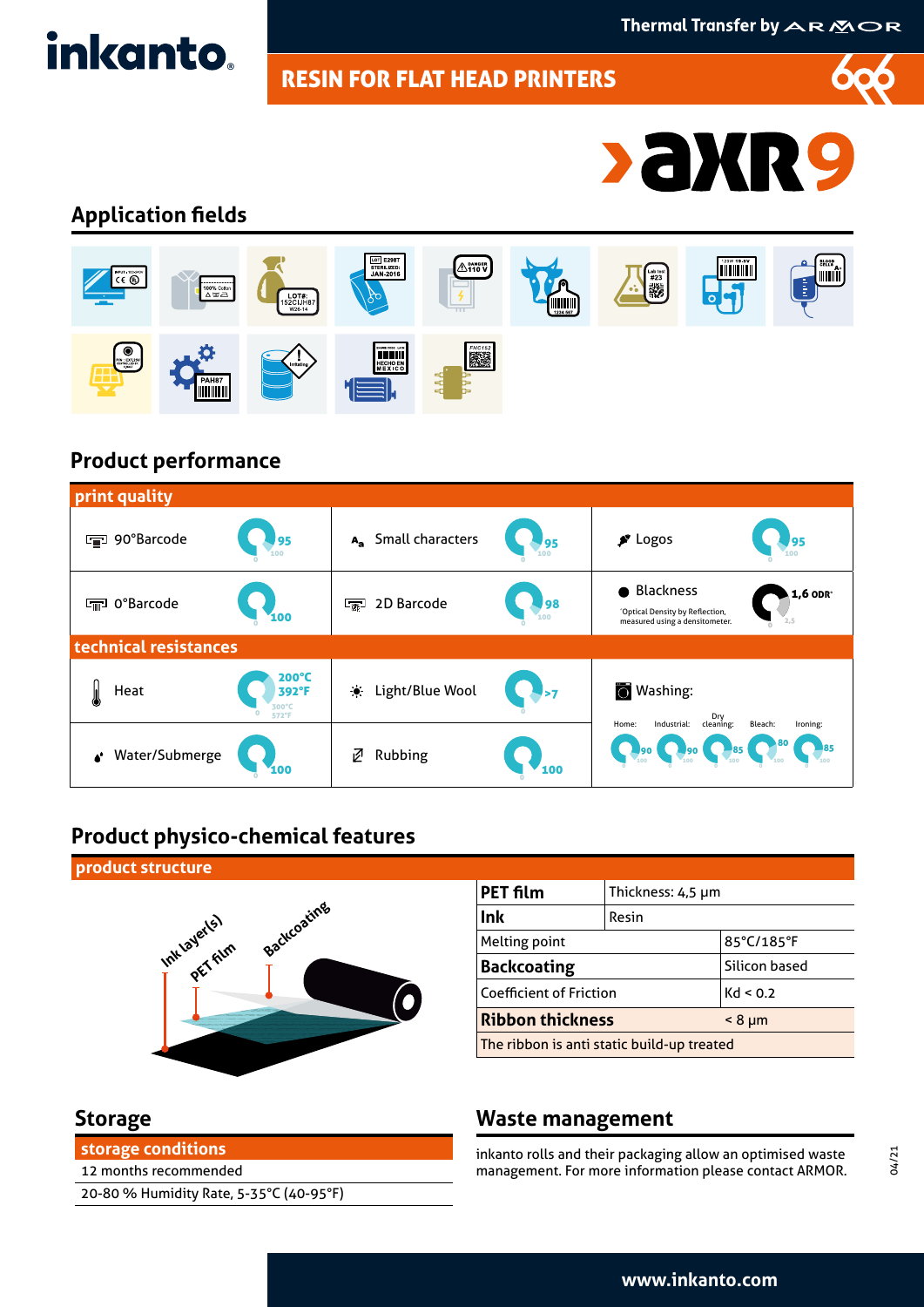inkanto

Thermal Transfer by ARMOR

# RESIN FOR FLAT HEAD PRINTERS

# AXR9

## Application fields

## Product performance

**print quality**

| | | |
|---|---|---|
| 90°Barcode 95 | Small characters 95 | Logos 95 |
| 0°Barcode 100 | 2D Barcode 98 | Blackness 1,6 ODR* |

*Optical Density by Reflection, measured using a densitometer.

**technical resistances**

| | | |
|---|---|---|
| Heat 200°C 392°F | Light/Blue Wool >7 | Washing: Home: 90 Industrial: 90 Dry cleaning: 85 Bleach: 80 Ironing: 85 |
| Water/Submerge 100 | Rubbing 100 | |

## Product physico-chemical features

**product structure**

Ink layer(s)
PET film
Backcoating

| | |
|---|---|
| **PET film** | Thickness: 4,5 µm |
| **Ink** | Resin |
| Melting point | 85°C/185°F |
| **Backcoating** | Silicon based |
| Coefficient of Friction | Kd < 0.2 |
| **Ribbon thickness** | < 8 µm |
| The ribbon is anti static build-up treated | |

## Storage

**storage conditions**

12 months recommended

20-80 % Humidity Rate, 5-35°C (40-95°F)

## Waste management

inkanto rolls and their packaging allow an optimised waste management. For more information please contact ARMOR.

04/21

www.inkanto.com